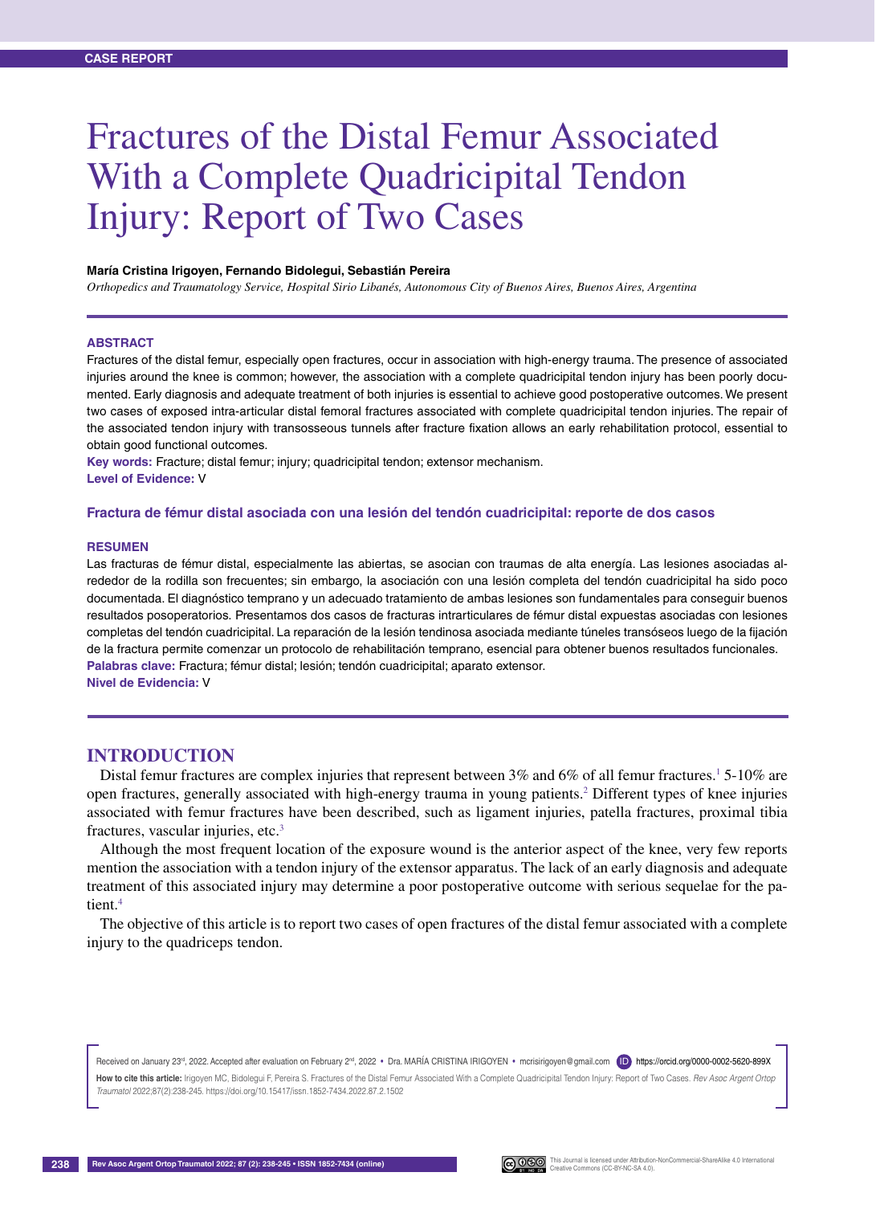CASE REPORT

# Fractures of the Distal Femur Associated With a Complete Quadricipital Tendon Injury: Report of Two Cases

**María Cristina Irigoyen, Fernando Bidolegui, Sebastián Pereira**

*Orthopedics and Traumatology Service, Hospital Sirio Libanés, Autonomous City of Buenos Aires, Buenos Aires, Argentina*

## ABSTRACT

Fractures of the distal femur, especially open fractures, occur in association with high-energy trauma. The presence of associated injuries around the knee is common; however, the association with a complete quadricipital tendon injury has been poorly documented. Early diagnosis and adequate treatment of both injuries is essential to achieve good postoperative outcomes. We present two cases of exposed intra-articular distal femoral fractures associated with complete quadricipital tendon injuries. The repair of the associated tendon injury with transosseous tunnels after fracture fixation allows an early rehabilitation protocol, essential to obtain good functional outcomes.

**Key words:** Fracture; distal femur; injury; quadricipital tendon; extensor mechanism.

**Level of Evidence:** V

### Fractura de fémur distal asociada con una lesión del tendón cuadricipital: reporte de dos casos

## RESUMEN

Las fracturas de fémur distal, especialmente las abiertas, se asocian con traumas de alta energía. Las lesiones asociadas alrededor de la rodilla son frecuentes; sin embargo, la asociación con una lesión completa del tendón cuadricipital ha sido poco documentada. El diagnóstico temprano y un adecuado tratamiento de ambas lesiones son fundamentales para conseguir buenos resultados posoperatorios. Presentamos dos casos de fracturas intrarticulares de fémur distal expuestas asociadas con lesiones completas del tendón cuadricipital. La reparación de la lesión tendinosa asociada mediante túneles transóseos luego de la fijación de la fractura permite comenzar un protocolo de rehabilitación temprano, esencial para obtener buenos resultados funcionales.

**Palabras clave:** Fractura; fémur distal; lesión; tendón cuadricipital; aparato extensor.

**Nivel de Evidencia:** V

## INTRODUCTION

Distal femur fractures are complex injuries that represent between 3% and 6% of all femur fractures.[1] 5-10% are open fractures, generally associated with high-energy trauma in young patients.[2] Different types of knee injuries associated with femur fractures have been described, such as ligament injuries, patella fractures, proximal tibia fractures, vascular injuries, etc.[3]

Although the most frequent location of the exposure wound is the anterior aspect of the knee, very few reports mention the association with a tendon injury of the extensor apparatus. The lack of an early diagnosis and adequate treatment of this associated injury may determine a poor postoperative outcome with serious sequelae for the patient.[4]

The objective of this article is to report two cases of open fractures of the distal femur associated with a complete injury to the quadriceps tendon.

Received on January 23rd, 2022. Accepted after evaluation on February 2nd, 2022 • Dra. MARÍA CRISTINA IRIGOYEN • mcrisirigoyen@gmail.com https://orcid.org/0000-0002-5620-899X

**How to cite this article:** Irigoyen MC, Bidolegui F, Pereira S. Fractures of the Distal Femur Associated With a Complete Quadricipital Tendon Injury: Report of Two Cases. *Rev Asoc Argent Ortop Traumatol* 2022;87(2):238-245. https://doi.org/10.15417/issn.1852-7434.2022.87.2.1502

This Journal is licensed under Attribution-NonCommercial-ShareAlike 4.0 International Creative Commons (CC-BY-NC-SA 4.0).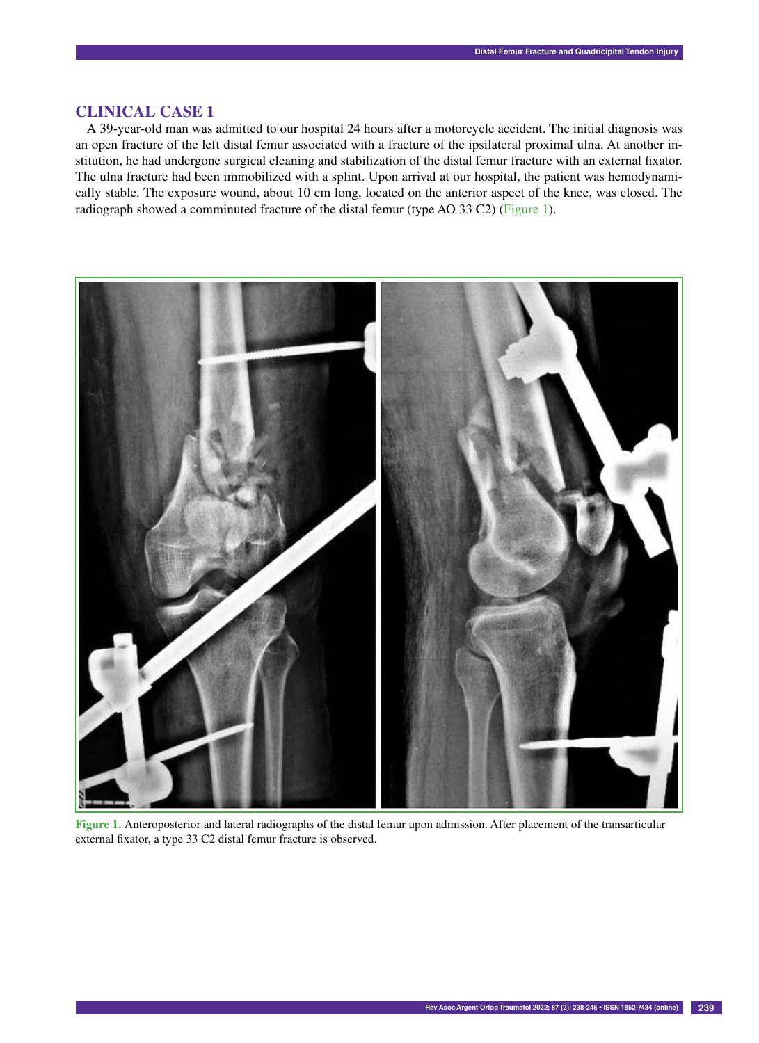## CLINICAL CASE 1

A 39-year-old man was admitted to our hospital 24 hours after a motorcycle accident. The initial diagnosis was an open fracture of the left distal femur associated with a fracture of the ipsilateral proximal ulna. At another institution, he had undergone surgical cleaning and stabilization of the distal femur fracture with an external fixator. The ulna fracture had been immobilized with a splint. Upon arrival at our hospital, the patient was hemodynamically stable. The exposure wound, about 10 cm long, located on the anterior aspect of the knee, was closed. The radiograph showed a comminuted fracture of the distal femur (type AO 33 C2) (Figure 1).

**Figure 1.** Anteroposterior and lateral radiographs of the distal femur upon admission. After placement of the transarticular external fixator, a type 33 C2 distal femur fracture is observed.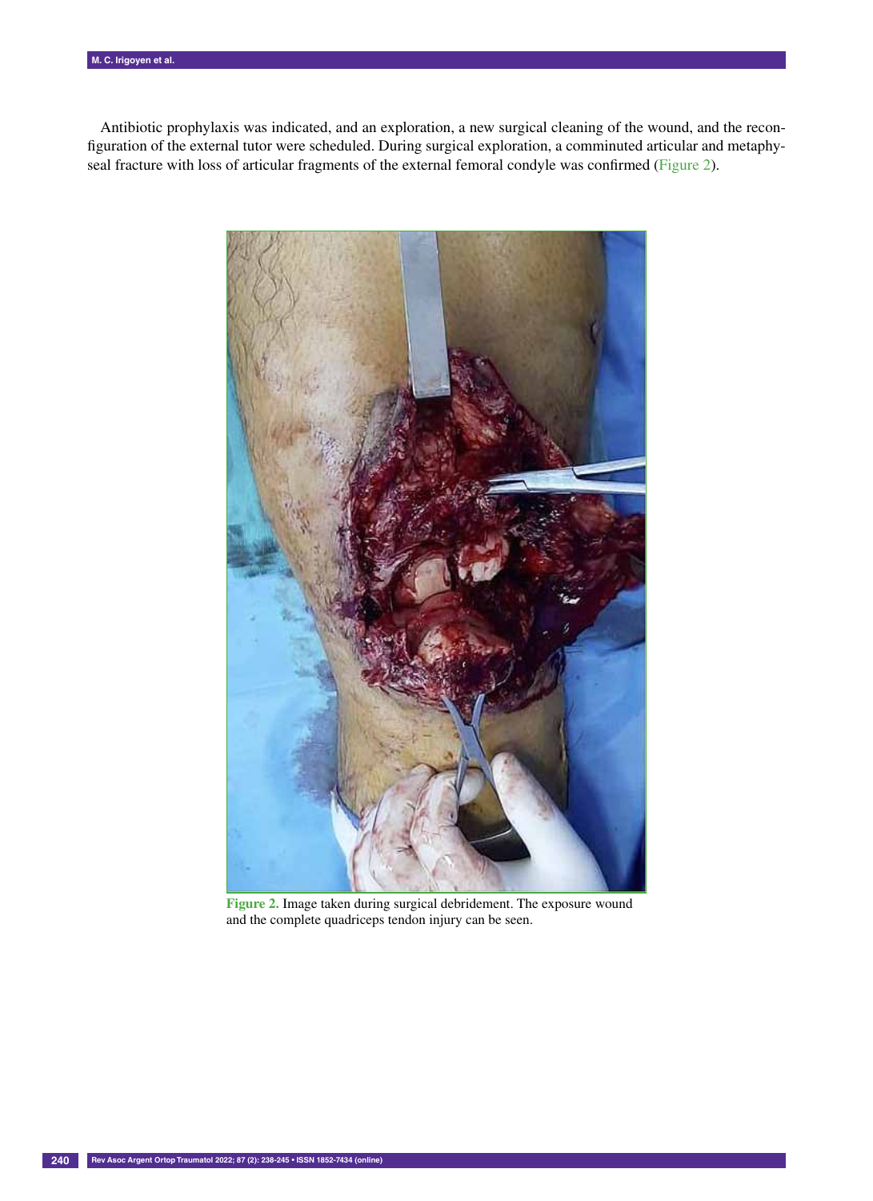Antibiotic prophylaxis was indicated, and an exploration, a new surgical cleaning of the wound, and the reconfiguration of the external tutor were scheduled. During surgical exploration, a comminuted articular and metaphyseal fracture with loss of articular fragments of the external femoral condyle was confirmed (Figure 2).

**Figure 2.** Image taken during surgical debridement. The exposure wound and the complete quadriceps tendon injury can be seen.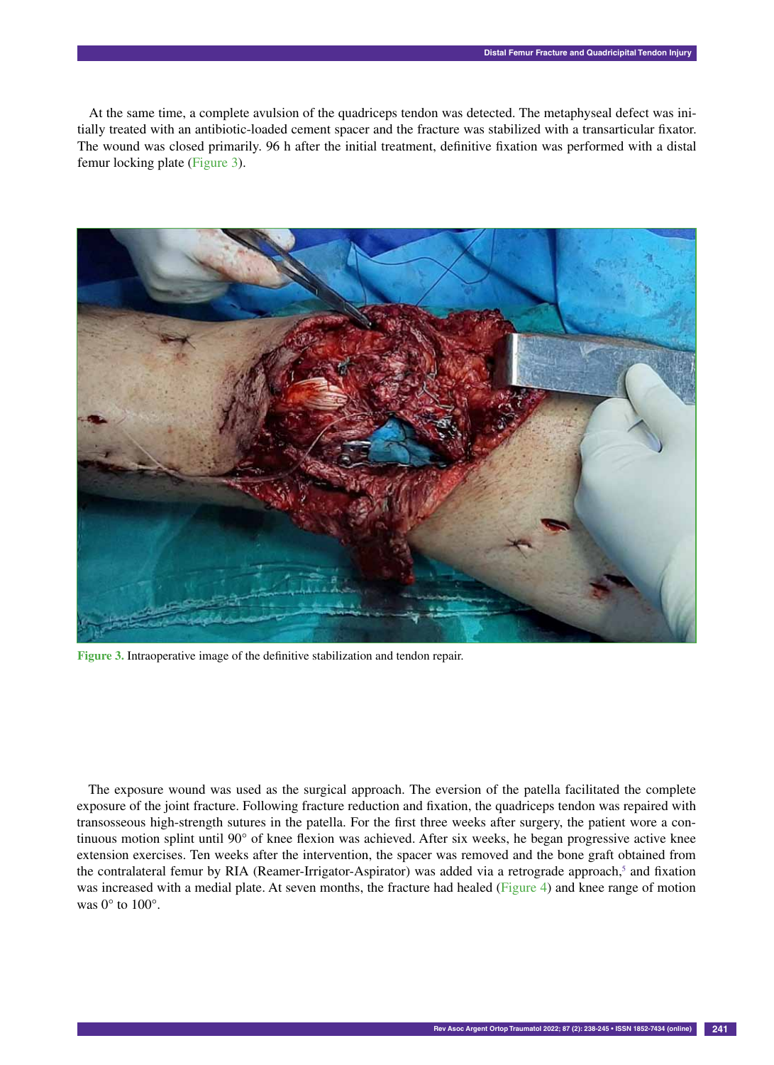At the same time, a complete avulsion of the quadriceps tendon was detected. The metaphyseal defect was initially treated with an antibiotic-loaded cement spacer and the fracture was stabilized with a transarticular fixator. The wound was closed primarily. 96 h after the initial treatment, definitive fixation was performed with a distal femur locking plate (Figure 3).

**Figure 3.** Intraoperative image of the definitive stabilization and tendon repair.

The exposure wound was used as the surgical approach. The eversion of the patella facilitated the complete exposure of the joint fracture. Following fracture reduction and fixation, the quadriceps tendon was repaired with transosseous high-strength sutures in the patella. For the first three weeks after surgery, the patient wore a continuous motion splint until 90° of knee flexion was achieved. After six weeks, he began progressive active knee extension exercises. Ten weeks after the intervention, the spacer was removed and the bone graft obtained from the contralateral femur by RIA (Reamer-Irrigator-Aspirator) was added via a retrograde approach,[5] and fixation was increased with a medial plate. At seven months, the fracture had healed (Figure 4) and knee range of motion was 0° to 100°.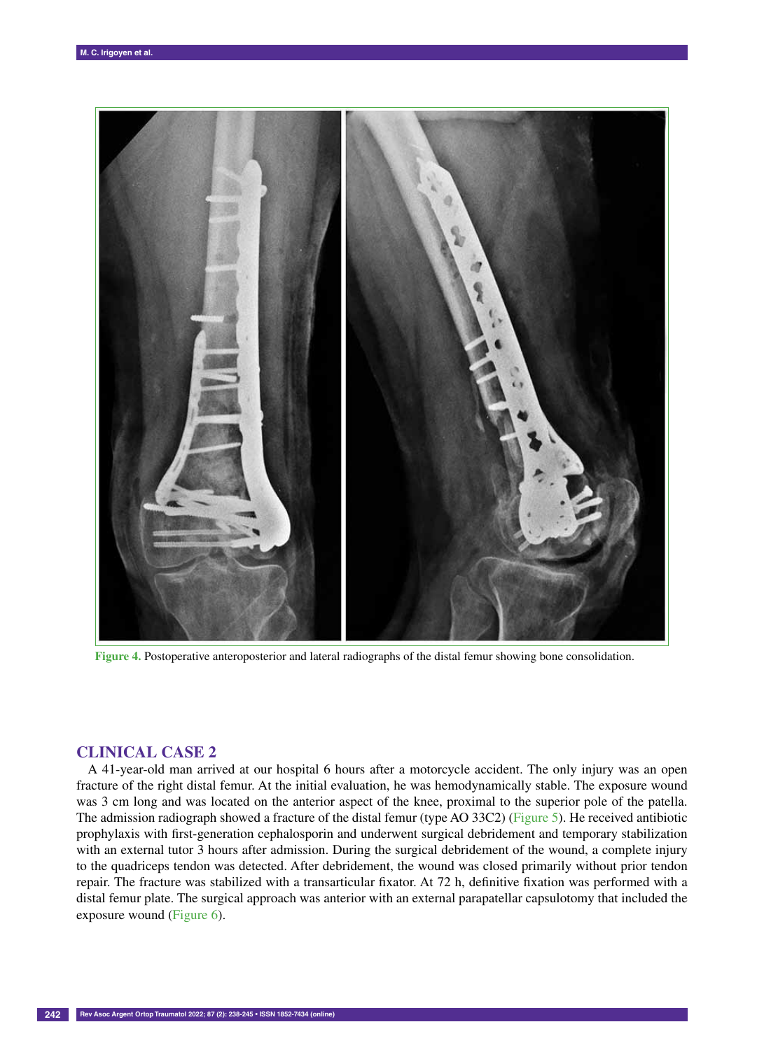Figure 4. Postoperative anteroposterior and lateral radiographs of the distal femur showing bone consolidation.

## CLINICAL CASE 2

A 41-year-old man arrived at our hospital 6 hours after a motorcycle accident. The only injury was an open fracture of the right distal femur. At the initial evaluation, he was hemodynamically stable. The exposure wound was 3 cm long and was located on the anterior aspect of the knee, proximal to the superior pole of the patella. The admission radiograph showed a fracture of the distal femur (type AO 33C2) (Figure 5). He received antibiotic prophylaxis with first-generation cephalosporin and underwent surgical debridement and temporary stabilization with an external tutor 3 hours after admission. During the surgical debridement of the wound, a complete injury to the quadriceps tendon was detected. After debridement, the wound was closed primarily without prior tendon repair. The fracture was stabilized with a transarticular fixator. At 72 h, definitive fixation was performed with a distal femur plate. The surgical approach was anterior with an external parapatellar capsulotomy that included the exposure wound (Figure 6).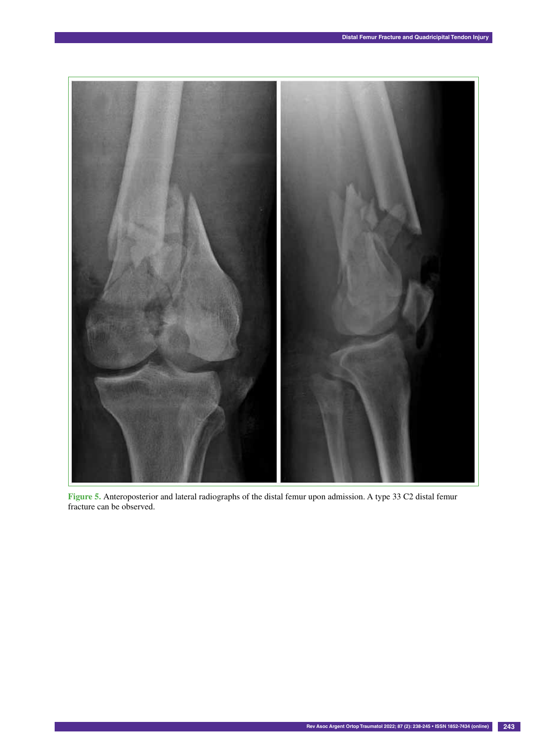Figure 5. Anteroposterior and lateral radiographs of the distal femur upon admission. A type 33 C2 distal femur fracture can be observed.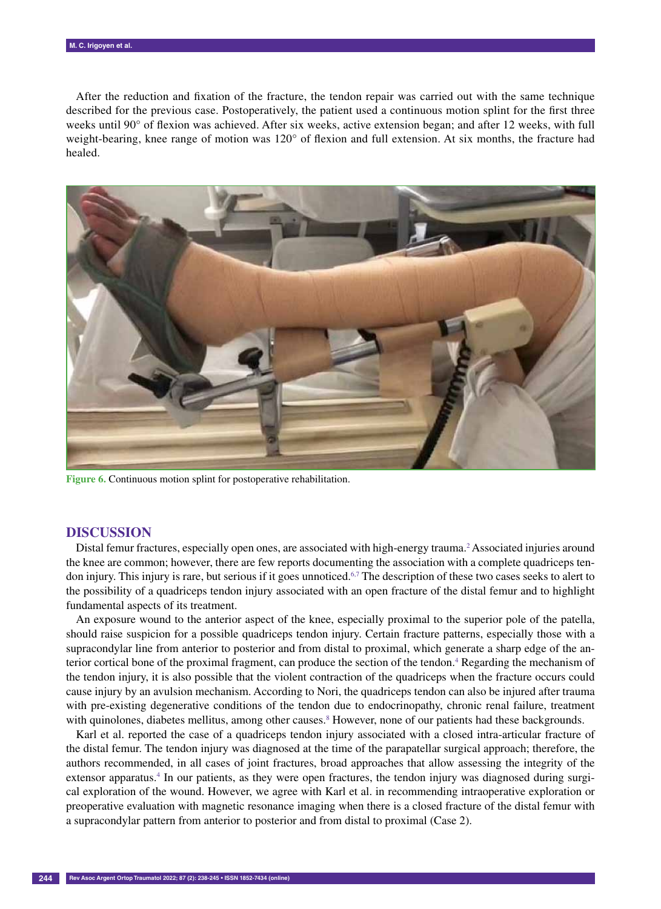After the reduction and fixation of the fracture, the tendon repair was carried out with the same technique described for the previous case. Postoperatively, the patient used a continuous motion splint for the first three weeks until 90° of flexion was achieved. After six weeks, active extension began; and after 12 weeks, with full weight-bearing, knee range of motion was 120° of flexion and full extension. At six months, the fracture had healed.

**Figure 6.** Continuous motion splint for postoperative rehabilitation.

## DISCUSSION

Distal femur fractures, especially open ones, are associated with high-energy trauma.[2] Associated injuries around the knee are common; however, there are few reports documenting the association with a complete quadriceps tendon injury. This injury is rare, but serious if it goes unnoticed.[6,7] The description of these two cases seeks to alert to the possibility of a quadriceps tendon injury associated with an open fracture of the distal femur and to highlight fundamental aspects of its treatment.

An exposure wound to the anterior aspect of the knee, especially proximal to the superior pole of the patella, should raise suspicion for a possible quadriceps tendon injury. Certain fracture patterns, especially those with a supracondylar line from anterior to posterior and from distal to proximal, which generate a sharp edge of the anterior cortical bone of the proximal fragment, can produce the section of the tendon.[4] Regarding the mechanism of the tendon injury, it is also possible that the violent contraction of the quadriceps when the fracture occurs could cause injury by an avulsion mechanism. According to Nori, the quadriceps tendon can also be injured after trauma with pre-existing degenerative conditions of the tendon due to endocrinopathy, chronic renal failure, treatment with quinolones, diabetes mellitus, among other causes.[8] However, none of our patients had these backgrounds.

Karl et al. reported the case of a quadriceps tendon injury associated with a closed intra-articular fracture of the distal femur. The tendon injury was diagnosed at the time of the parapatellar surgical approach; therefore, the authors recommended, in all cases of joint fractures, broad approaches that allow assessing the integrity of the extensor apparatus.[4] In our patients, as they were open fractures, the tendon injury was diagnosed during surgical exploration of the wound. However, we agree with Karl et al. in recommending intraoperative exploration or preoperative evaluation with magnetic resonance imaging when there is a closed fracture of the distal femur with a supracondylar pattern from anterior to posterior and from distal to proximal (Case 2).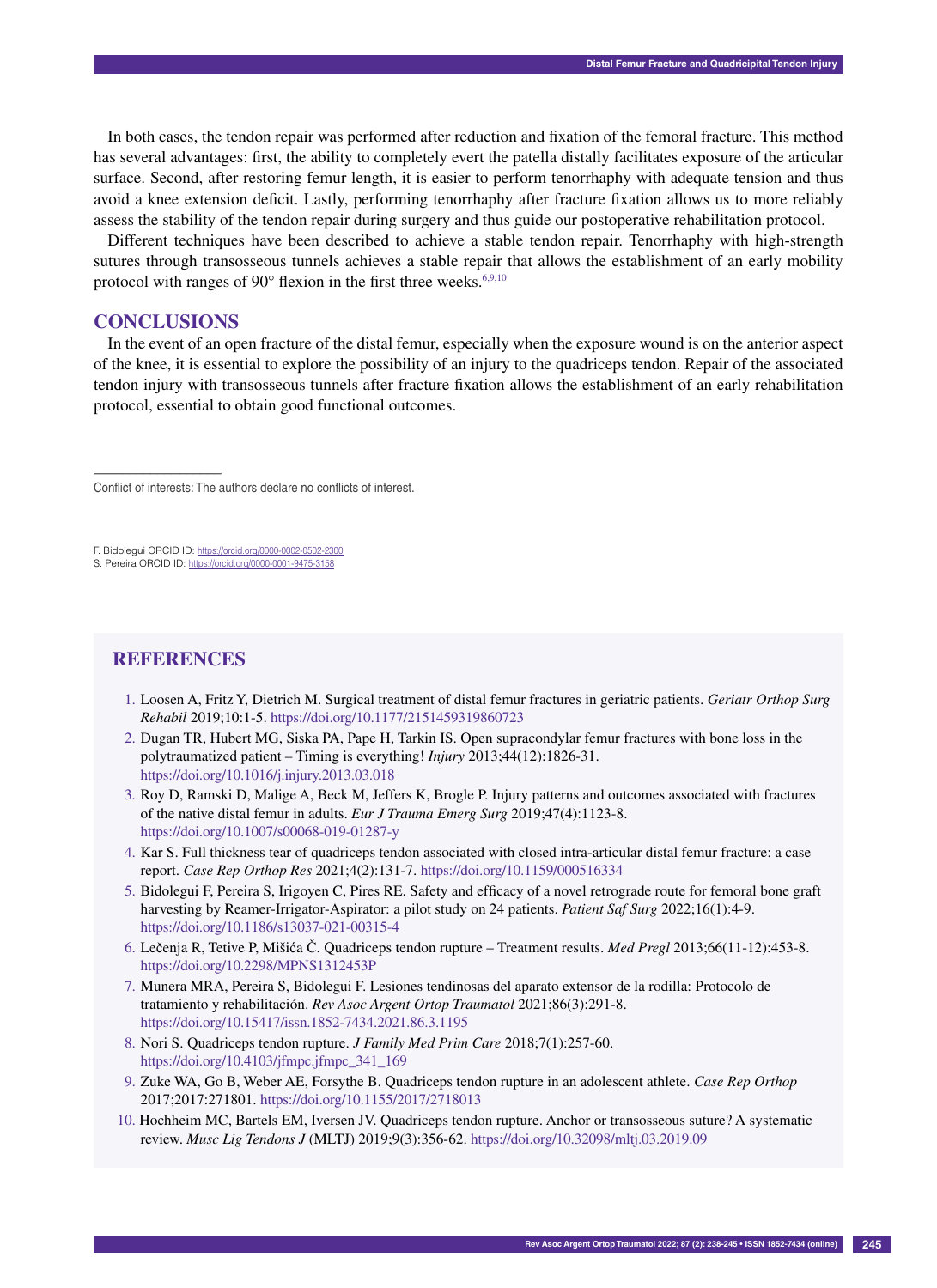In both cases, the tendon repair was performed after reduction and fixation of the femoral fracture. This method has several advantages: first, the ability to completely evert the patella distally facilitates exposure of the articular surface. Second, after restoring femur length, it is easier to perform tenorrhaphy with adequate tension and thus avoid a knee extension deficit. Lastly, performing tenorrhaphy after fracture fixation allows us to more reliably assess the stability of the tendon repair during surgery and thus guide our postoperative rehabilitation protocol.

Different techniques have been described to achieve a stable tendon repair. Tenorrhaphy with high-strength sutures through transosseous tunnels achieves a stable repair that allows the establishment of an early mobility protocol with ranges of 90° flexion in the first three weeks.[6,9,10]

## CONCLUSIONS

In the event of an open fracture of the distal femur, especially when the exposure wound is on the anterior aspect of the knee, it is essential to explore the possibility of an injury to the quadriceps tendon. Repair of the associated tendon injury with transosseous tunnels after fracture fixation allows the establishment of an early rehabilitation protocol, essential to obtain good functional outcomes.

---

Conflict of interests: The authors declare no conflicts of interest.

F. Bidolegui ORCID ID: https://orcid.org/0000-0002-0502-2300
S. Pereira ORCID ID: https://orcid.org/0000-0001-9475-3158

## REFERENCES

1. Loosen A, Fritz Y, Dietrich M. Surgical treatment of distal femur fractures in geriatric patients. *Geriatr Orthop Surg Rehabil* 2019;10:1-5. https://doi.org/10.1177/2151459319860723
2. Dugan TR, Hubert MG, Siska PA, Pape H, Tarkin IS. Open supracondylar femur fractures with bone loss in the polytraumatized patient – Timing is everything! *Injury* 2013;44(12):1826-31. https://doi.org/10.1016/j.injury.2013.03.018
3. Roy D, Ramski D, Malige A, Beck M, Jeffers K, Brogle P. Injury patterns and outcomes associated with fractures of the native distal femur in adults. *Eur J Trauma Emerg Surg* 2019;47(4):1123-8. https://doi.org/10.1007/s00068-019-01287-y
4. Kar S. Full thickness tear of quadriceps tendon associated with closed intra-articular distal femur fracture: a case report. *Case Rep Orthop Res* 2021;4(2):131-7. https://doi.org/10.1159/000516334
5. Bidolegui F, Pereira S, Irigoyen C, Pires RE. Safety and efficacy of a novel retrograde route for femoral bone graft harvesting by Reamer-Irrigator-Aspirator: a pilot study on 24 patients. *Patient Saf Surg* 2022;16(1):4-9. https://doi.org/10.1186/s13037-021-00315-4
6. Lečenja R, Tetive P, Mišića Č. Quadriceps tendon rupture – Treatment results. *Med Pregl* 2013;66(11-12):453-8. https://doi.org/10.2298/MPNS1312453P
7. Munera MRA, Pereira S, Bidolegui F. Lesiones tendinosas del aparato extensor de la rodilla: Protocolo de tratamiento y rehabilitación. *Rev Asoc Argent Ortop Traumatol* 2021;86(3):291-8. https://doi.org/10.15417/issn.1852-7434.2021.86.3.1195
8. Nori S. Quadriceps tendon rupture. *J Family Med Prim Care* 2018;7(1):257-60. https://doi.org/10.4103/jfmpc.jfmpc_341_169
9. Zuke WA, Go B, Weber AE, Forsythe B. Quadriceps tendon rupture in an adolescent athlete. *Case Rep Orthop* 2017;2017:271801. https://doi.org/10.1155/2017/2718013
10. Hochheim MC, Bartels EM, Iversen JV. Quadriceps tendon rupture. Anchor or transosseous suture? A systematic review. *Musc Lig Tendons J* (MLTJ) 2019;9(3):356-62. https://doi.org/10.32098/mltj.03.2019.09